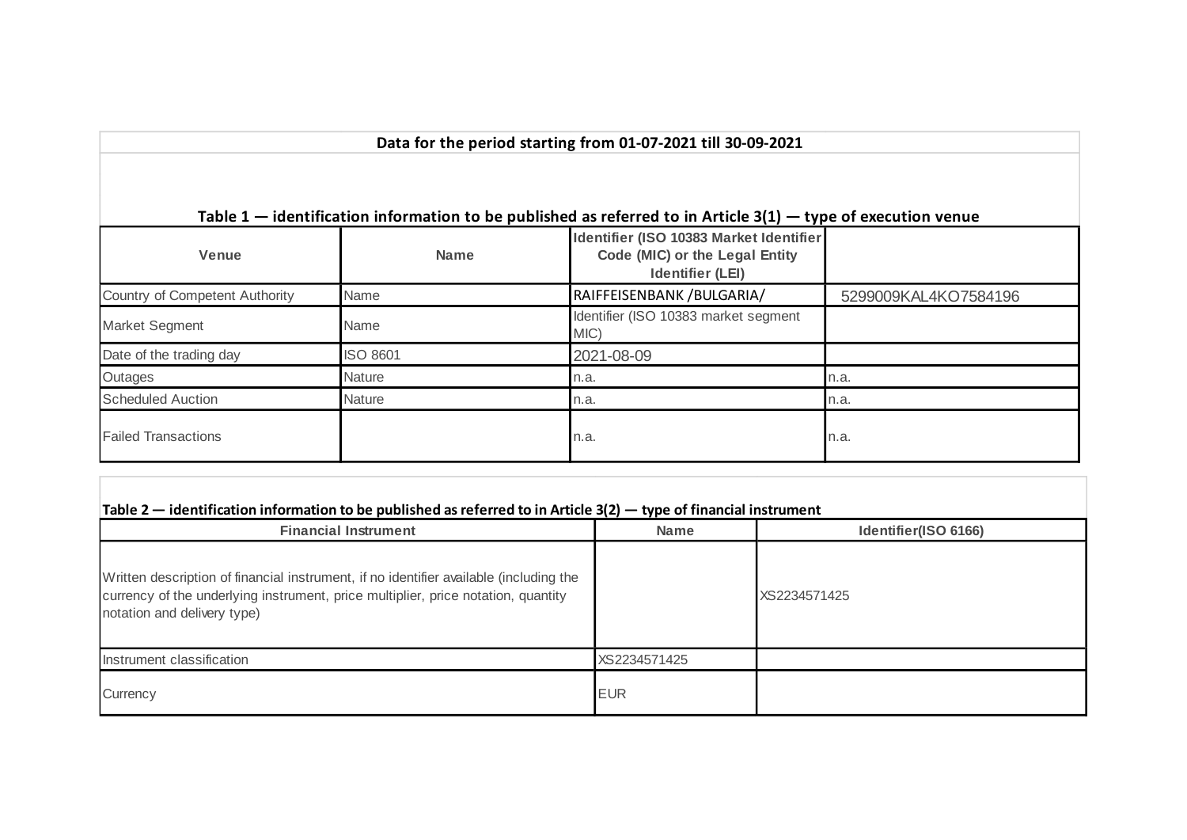**Data for the period starting from 01-07-2021 till 30-09-2021**

**Table 1 — identification information to be published as referred to in Article 3(1) — type of execution venue**

| Venue | Name | Identifier (ISO 10383 Market Identifier Code (MIC) or the Legal Entity Identifier (LEI) | |
|---|---|---|---|
| Country of Competent Authority | Name | RAIFFEISENBANK /BULGARIA/ | 5299009KAL4KO7584196 |
| Market Segment | Name | Identifier (ISO 10383 market segment MIC) | |
| Date of the trading day | ISO 8601 | 2021-08-09 | |
| Outages | Nature | n.a. | n.a. |
| Scheduled Auction | Nature | n.a. | n.a. |
| Failed Transactions | | n.a. | n.a. |

**Table 2 — identification information to be published as referred to in Article 3(2) — type of financial instrument**

| Financial Instrument | Name | Identifier(ISO 6166) |
|---|---|---|
| Written description of financial instrument, if no identifier available (including the currency of the underlying instrument, price multiplier, price notation, quantity notation and delivery type) | | XS2234571425 |
| Instrument classification | XS2234571425 | |
| Currency | EUR | |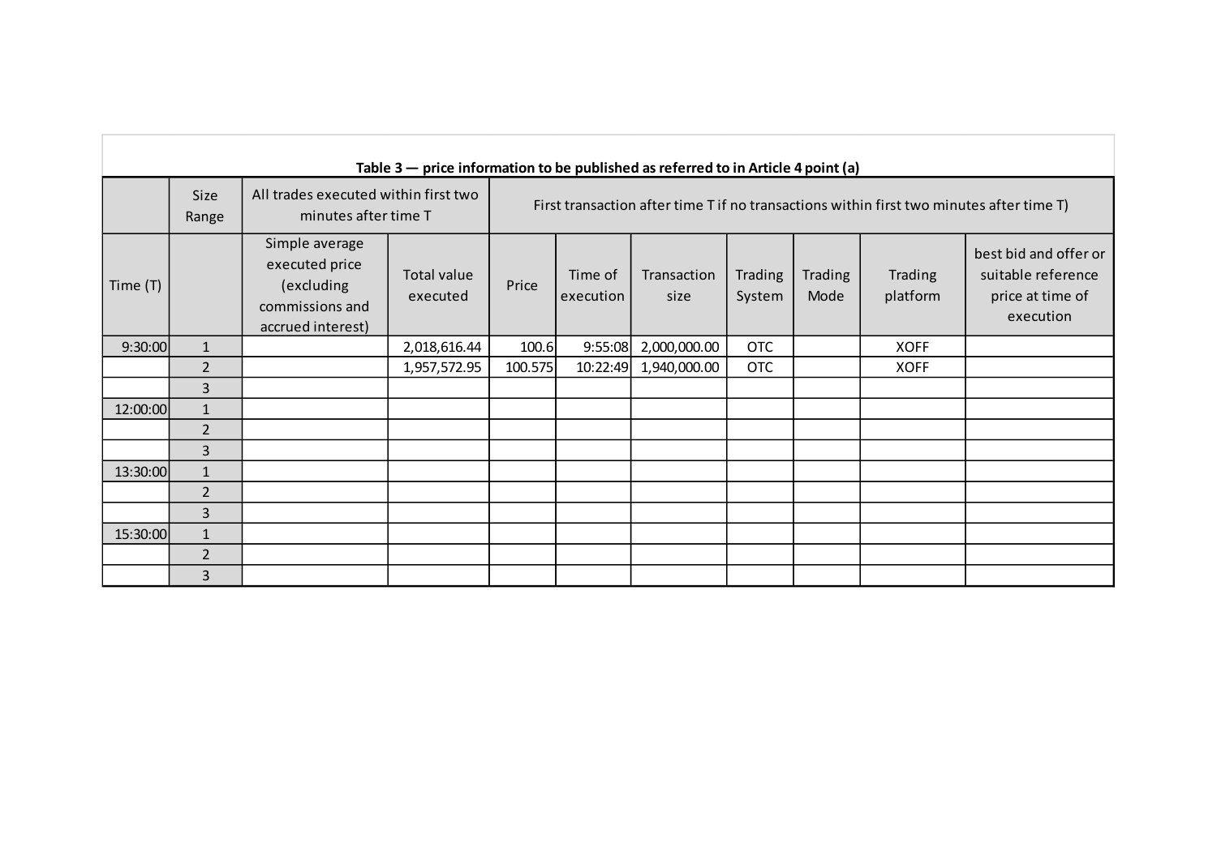**Table 3 — price information to be published as referred to in Article 4 point (a)**

| | Size Range | All trades executed within first two minutes after time T | | First transaction after time T if no transactions within first two minutes after time T) | | | | | | |
|---|---|---|---|---|---|---|---|---|---|---|
| Time (T) | | Simple average executed price (excluding commissions and accrued interest) | Total value executed | Price | Time of execution | Transaction size | Trading System | Trading Mode | Trading platform | best bid and offer or suitable reference price at time of execution |
| 9:30:00 | 1 | | 2,018,616.44 | 100.6 | 9:55:08 | 2,000,000.00 | OTC | | XOFF | |
| | 2 | | 1,957,572.95 | 100.575 | 10:22:49 | 1,940,000.00 | OTC | | XOFF | |
| | 3 | | | | | | | | | |
| 12:00:00 | 1 | | | | | | | | | |
| | 2 | | | | | | | | | |
| | 3 | | | | | | | | | |
| 13:30:00 | 1 | | | | | | | | | |
| | 2 | | | | | | | | | |
| | 3 | | | | | | | | | |
| 15:30:00 | 1 | | | | | | | | | |
| | 2 | | | | | | | | | |
| | 3 | | | | | | | | | |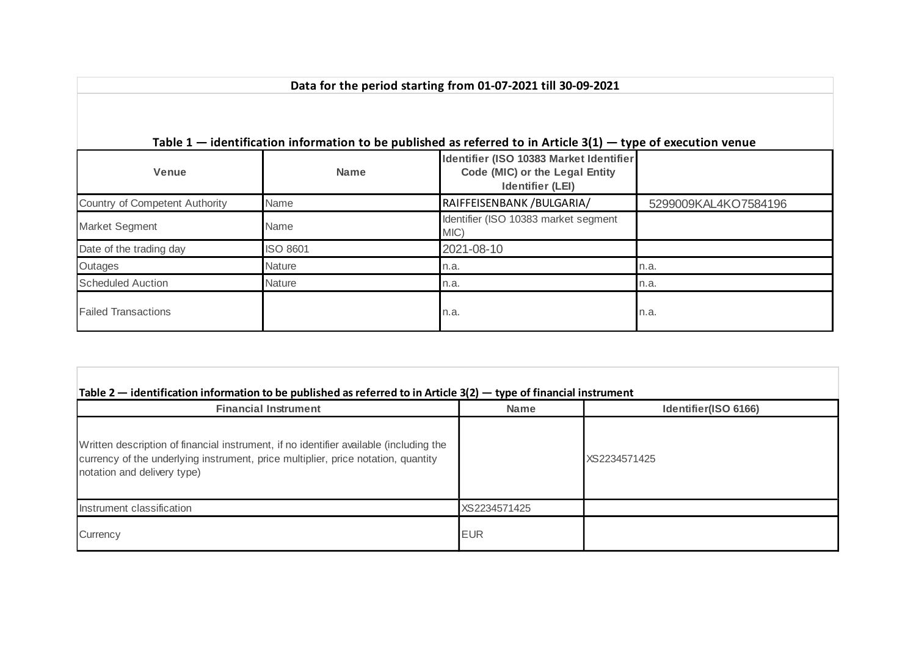**Data for the period starting from 01-07-2021 till 30-09-2021**

**Table 1 — identification information to be published as referred to in Article 3(1) — type of execution venue**

| Venue | Name | Identifier (ISO 10383 Market Identifier Code (MIC) or the Legal Entity Identifier (LEI) | |
|---|---|---|---|
| Country of Competent Authority | Name | RAIFFEISENBANK /BULGARIA/ | 5299009KAL4KO7584196 |
| Market Segment | Name | Identifier (ISO 10383 market segment MIC) | |
| Date of the trading day | ISO 8601 | 2021-08-10 | |
| Outages | Nature | n.a. | n.a. |
| Scheduled Auction | Nature | n.a. | n.a. |
| Failed Transactions | | n.a. | n.a. |

**Table 2 — identification information to be published as referred to in Article 3(2) — type of financial instrument**

| Financial Instrument | Name | Identifier(ISO 6166) |
|---|---|---|
| Written description of financial instrument, if no identifier available (including the currency of the underlying instrument, price multiplier, price notation, quantity notation and delivery type) | | XS2234571425 |
| Instrument classification | XS2234571425 | |
| Currency | EUR | |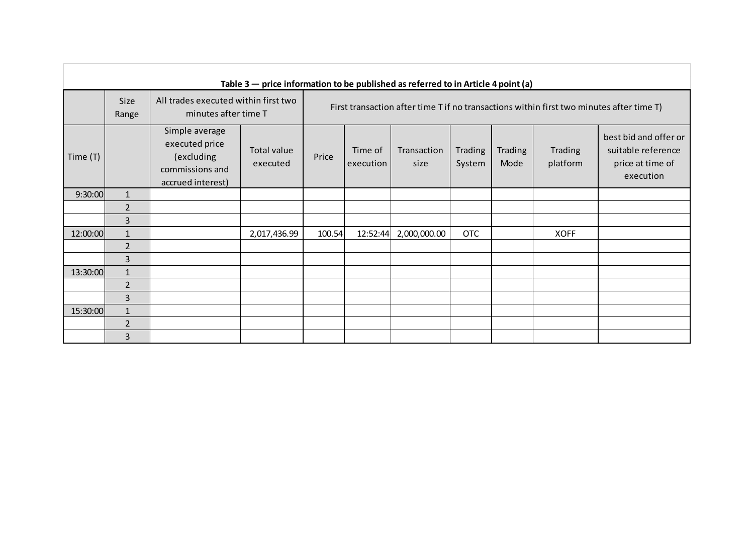**Table 3 — price information to be published as referred to in Article 4 point (a)**

| | Size Range | All trades executed within first two minutes after time T | | First transaction after time T if no transactions within first two minutes after time T) | | | | | | |
|---|---|---|---|---|---|---|---|---|---|---|
| Time (T) | | Simple average executed price (excluding commissions and accrued interest) | Total value executed | Price | Time of execution | Transaction size | Trading System | Trading Mode | Trading platform | best bid and offer or suitable reference price at time of execution |
| 9:30:00 | 1 | | | | | | | | | |
| | 2 | | | | | | | | | |
| | 3 | | | | | | | | | |
| 12:00:00 | 1 | | 2,017,436.99 | 100.54 | 12:52:44 | 2,000,000.00 | OTC | | XOFF | |
| | 2 | | | | | | | | | |
| | 3 | | | | | | | | | |
| 13:30:00 | 1 | | | | | | | | | |
| | 2 | | | | | | | | | |
| | 3 | | | | | | | | | |
| 15:30:00 | 1 | | | | | | | | | |
| | 2 | | | | | | | | | |
| | 3 | | | | | | | | | |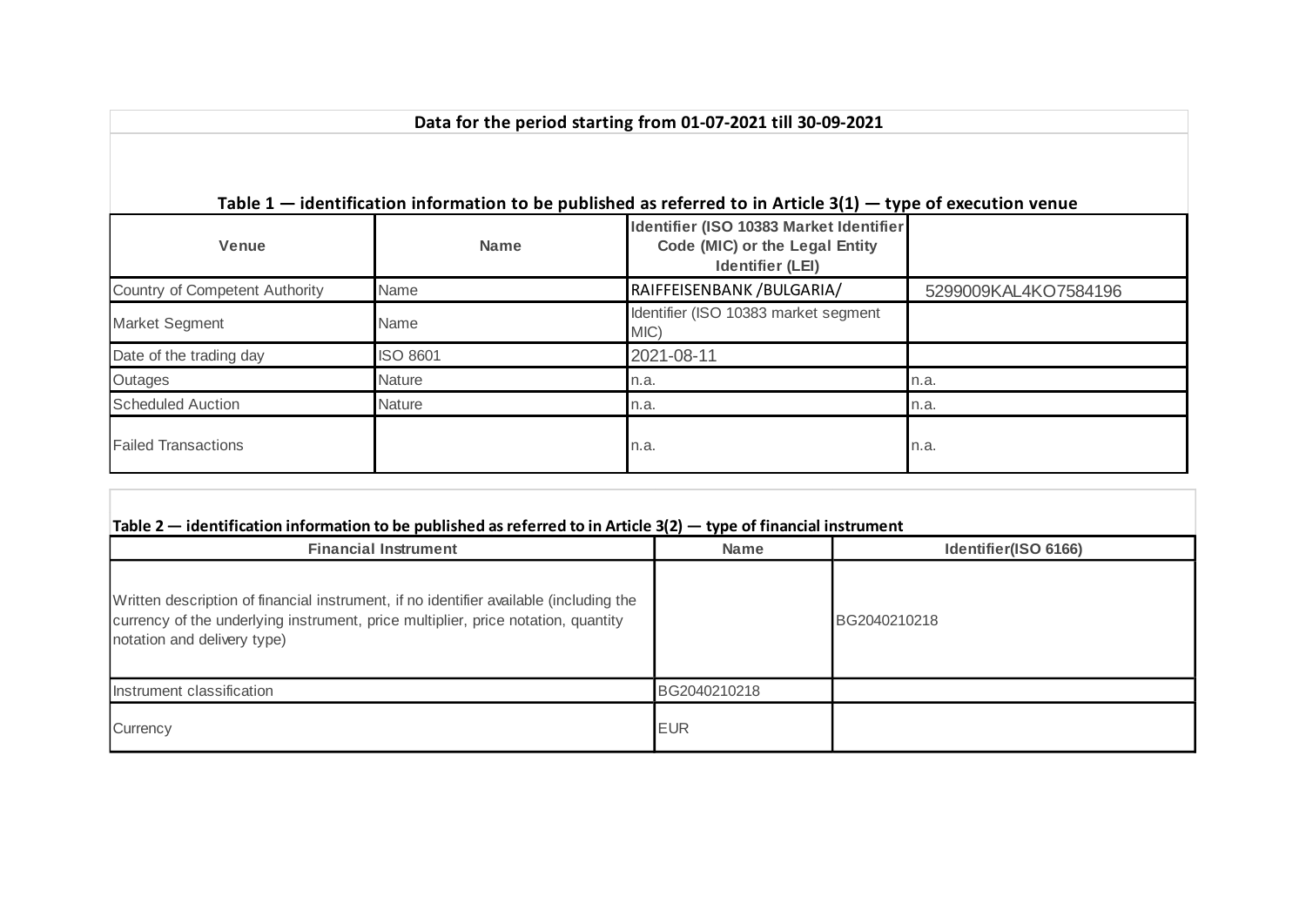**Data for the period starting from 01-07-2021 till 30-09-2021**

**Table 1 — identification information to be published as referred to in Article 3(1) — type of execution venue**

| Venue | Name | Identifier (ISO 10383 Market Identifier Code (MIC) or the Legal Entity Identifier (LEI) | |
|---|---|---|---|
| Country of Competent Authority | Name | RAIFFEISENBANK /BULGARIA/ | 5299009KAL4KO7584196 |
| Market Segment | Name | Identifier (ISO 10383 market segment MIC) | |
| Date of the trading day | ISO 8601 | 2021-08-11 | |
| Outages | Nature | n.a. | n.a. |
| Scheduled Auction | Nature | n.a. | n.a. |
| Failed Transactions | | n.a. | n.a. |

**Table 2 — identification information to be published as referred to in Article 3(2) — type of financial instrument**

| Financial Instrument | Name | Identifier(ISO 6166) |
|---|---|---|
| Written description of financial instrument, if no identifier available (including the currency of the underlying instrument, price multiplier, price notation, quantity notation and delivery type) | | BG2040210218 |
| Instrument classification | BG2040210218 | |
| Currency | EUR | |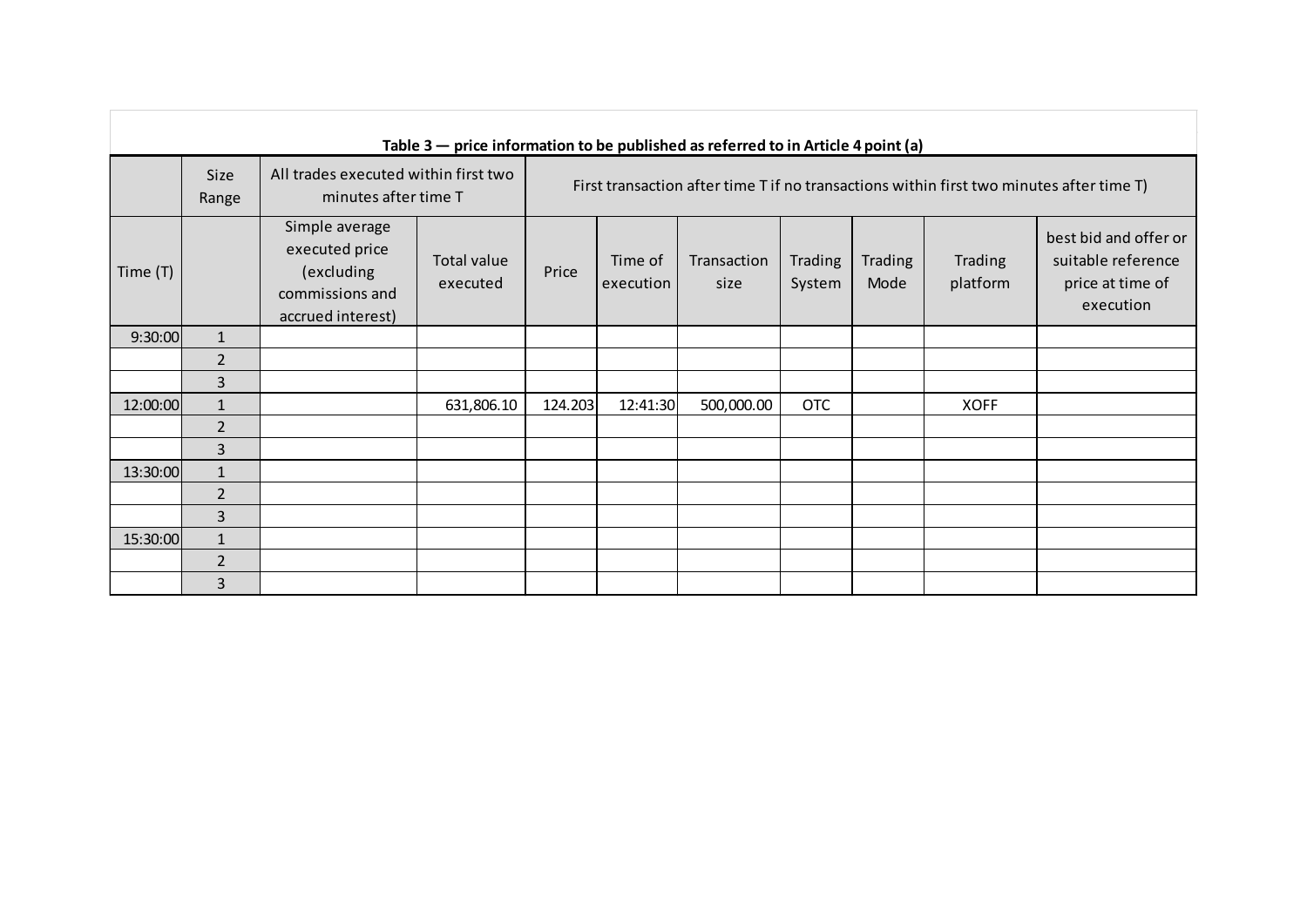**Table 3 — price information to be published as referred to in Article 4 point (a)**

| | Size Range | All trades executed within first two minutes after time T | | First transaction after time T if no transactions within first two minutes after time T) | | | | | | |
|---|---|---|---|---|---|---|---|---|---|---|
| Time (T) | | Simple average executed price (excluding commissions and accrued interest) | Total value executed | Price | Time of execution | Transaction size | Trading System | Trading Mode | Trading platform | best bid and offer or suitable reference price at time of execution |
| 9:30:00 | 1 | | | | | | | | | |
| | 2 | | | | | | | | | |
| | 3 | | | | | | | | | |
| 12:00:00 | 1 | | 631,806.10 | 124.203 | 12:41:30 | 500,000.00 | OTC | | XOFF | |
| | 2 | | | | | | | | | |
| | 3 | | | | | | | | | |
| 13:30:00 | 1 | | | | | | | | | |
| | 2 | | | | | | | | | |
| | 3 | | | | | | | | | |
| 15:30:00 | 1 | | | | | | | | | |
| | 2 | | | | | | | | | |
| | 3 | | | | | | | | | |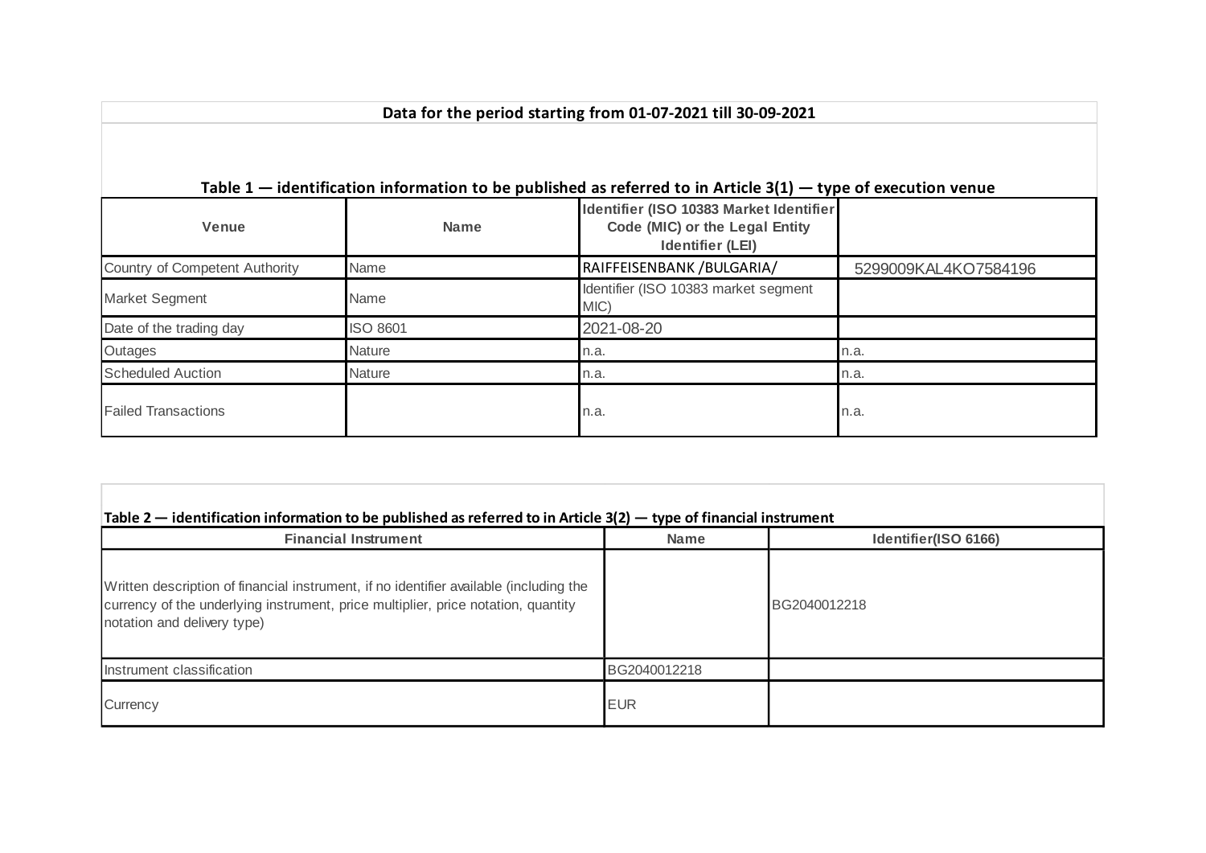**Data for the period starting from 01-07-2021 till 30-09-2021**

**Table 1 — identification information to be published as referred to in Article 3(1) — type of execution venue**

| Venue | Name | Identifier (ISO 10383 Market Identifier Code (MIC) or the Legal Entity Identifier (LEI) | |
|---|---|---|---|
| Country of Competent Authority | Name | RAIFFEISENBANK /BULGARIA/ | 5299009KAL4KO7584196 |
| Market Segment | Name | Identifier (ISO 10383 market segment MIC) | |
| Date of the trading day | ISO 8601 | 2021-08-20 | |
| Outages | Nature | n.a. | n.a. |
| Scheduled Auction | Nature | n.a. | n.a. |
| Failed Transactions | | n.a. | n.a. |

**Table 2 — identification information to be published as referred to in Article 3(2) — type of financial instrument**

| Financial Instrument | Name | Identifier(ISO 6166) |
|---|---|---|
| Written description of financial instrument, if no identifier available (including the currency of the underlying instrument, price multiplier, price notation, quantity notation and delivery type) | | BG2040012218 |
| Instrument classification | BG2040012218 | |
| Currency | EUR | |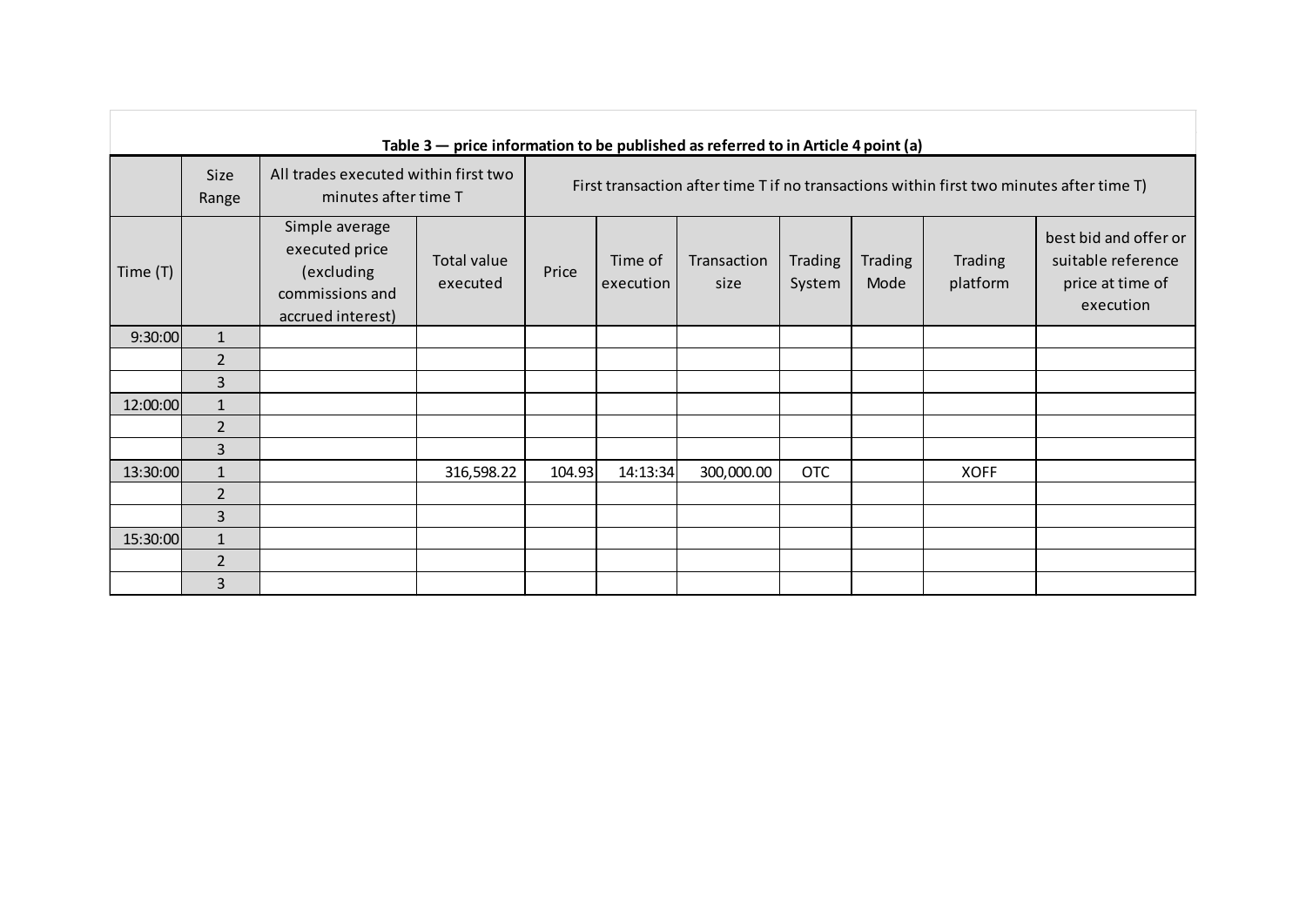**Table 3 — price information to be published as referred to in Article 4 point (a)**

| | Size Range | All trades executed within first two minutes after time T | | First transaction after time T if no transactions within first two minutes after time T) | | | | | | |
|---|---|---|---|---|---|---|---|---|---|---|
| Time (T) | | Simple average executed price (excluding commissions and accrued interest) | Total value executed | Price | Time of execution | Transaction size | Trading System | Trading Mode | Trading platform | best bid and offer or suitable reference price at time of execution |
| 9:30:00 | 1 | | | | | | | | | |
| | 2 | | | | | | | | | |
| | 3 | | | | | | | | | |
| 12:00:00 | 1 | | | | | | | | | |
| | 2 | | | | | | | | | |
| | 3 | | | | | | | | | |
| 13:30:00 | 1 | | 316,598.22 | 104.93 | 14:13:34 | 300,000.00 | OTC | | XOFF | |
| | 2 | | | | | | | | | |
| | 3 | | | | | | | | | |
| 15:30:00 | 1 | | | | | | | | | |
| | 2 | | | | | | | | | |
| | 3 | | | | | | | | | |